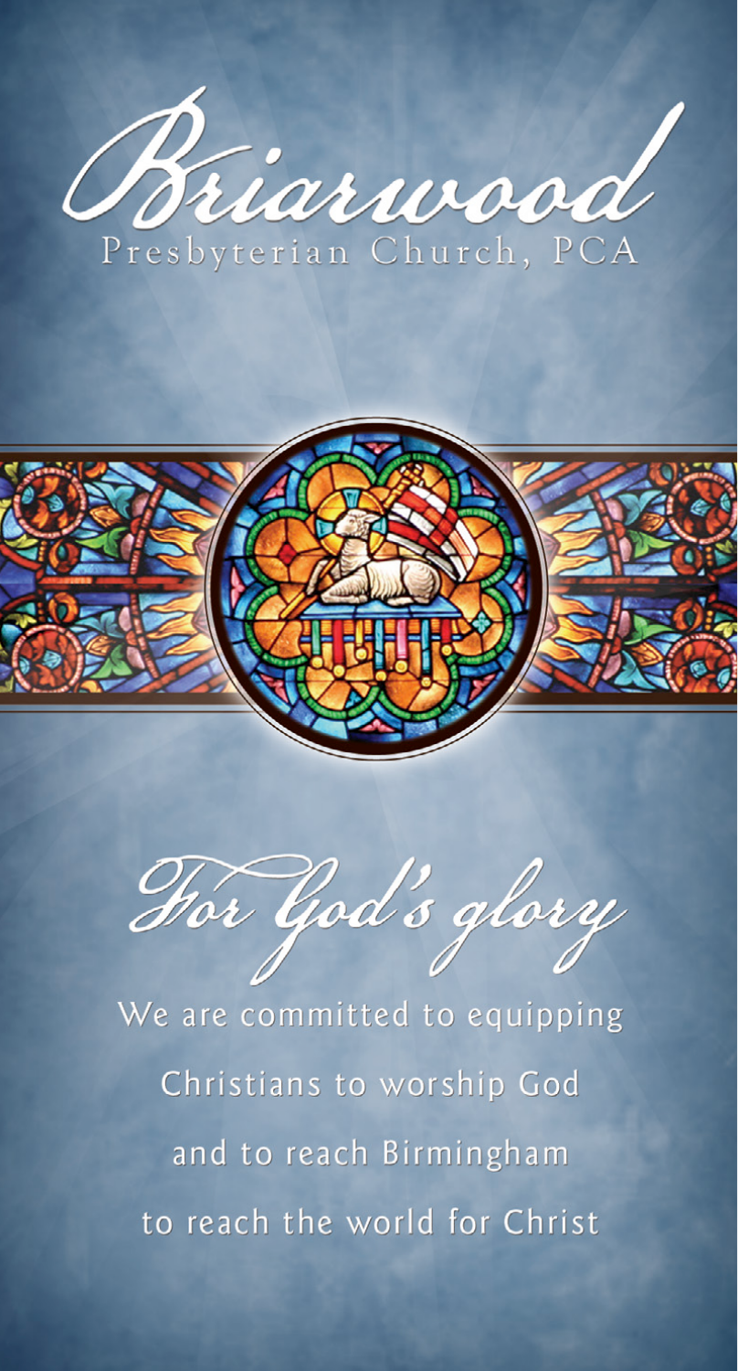# Briarwood

Presbyterian Church, PCA

## *For God's glory*

We are committed to equipping

Christians to worship God

and to reach Birmingham

to reach the world for Christ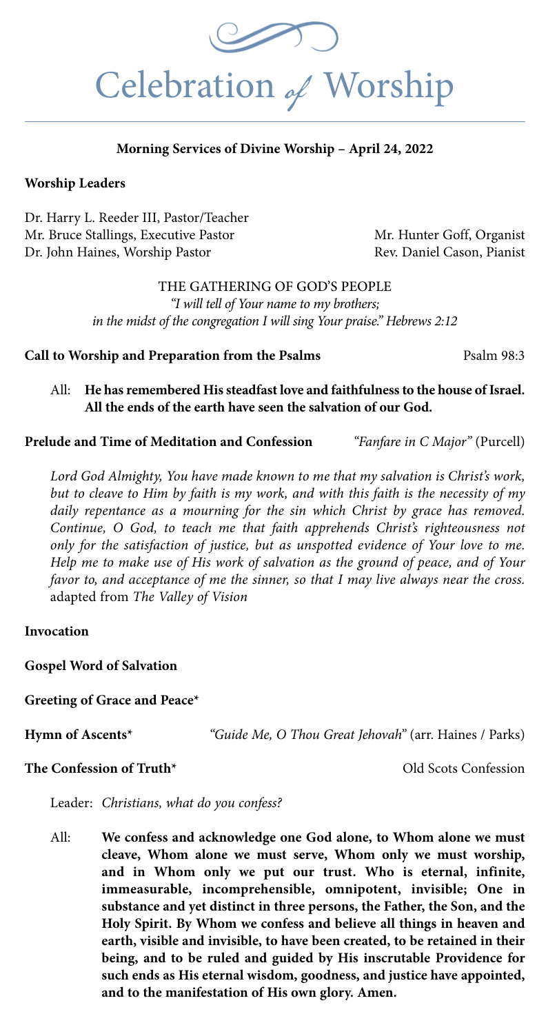# Celebration *of* Worship

**Morning Services of Divine Worship – April 24, 2022**

**Worship Leaders**

Dr. Harry L. Reeder III, Pastor/Teacher
Mr. Bruce Stallings, Executive Pastor
Dr. John Haines, Worship Pastor

Mr. Hunter Goff, Organist
Rev. Daniel Cason, Pianist

THE GATHERING OF GOD'S PEOPLE

*"I will tell of Your name to my brothers; in the midst of the congregation I will sing Your praise." Hebrews 2:12*

**Call to Worship and Preparation from the Psalms** — Psalm 98:3

All: **He has remembered His steadfast love and faithfulness to the house of Israel. All the ends of the earth have seen the salvation of our God.**

**Prelude and Time of Meditation and Confession** — *"Fanfare in C Major"* (Purcell)

*Lord God Almighty, You have made known to me that my salvation is Christ's work, but to cleave to Him by faith is my work, and with this faith is the necessity of my daily repentance as a mourning for the sin which Christ by grace has removed. Continue, O God, to teach me that faith apprehends Christ's righteousness not only for the satisfaction of justice, but as unspotted evidence of Your love to me. Help me to make use of His work of salvation as the ground of peace, and of Your favor to, and acceptance of me the sinner, so that I may live always near the cross.* adapted from *The Valley of Vision*

**Invocation**

**Gospel Word of Salvation**

**Greeting of Grace and Peace***

**Hymn of Ascents*** — *"Guide Me, O Thou Great Jehovah"* (arr. Haines / Parks)

**The Confession of Truth*** — Old Scots Confession

Leader: *Christians, what do you confess?*

All: **We confess and acknowledge one God alone, to Whom alone we must cleave, Whom alone we must serve, Whom only we must worship, and in Whom only we put our trust. Who is eternal, infinite, immeasurable, incomprehensible, omnipotent, invisible; One in substance and yet distinct in three persons, the Father, the Son, and the Holy Spirit. By Whom we confess and believe all things in heaven and earth, visible and invisible, to have been created, to be retained in their being, and to be ruled and guided by His inscrutable Providence for such ends as His eternal wisdom, goodness, and justice have appointed, and to the manifestation of His own glory. Amen.**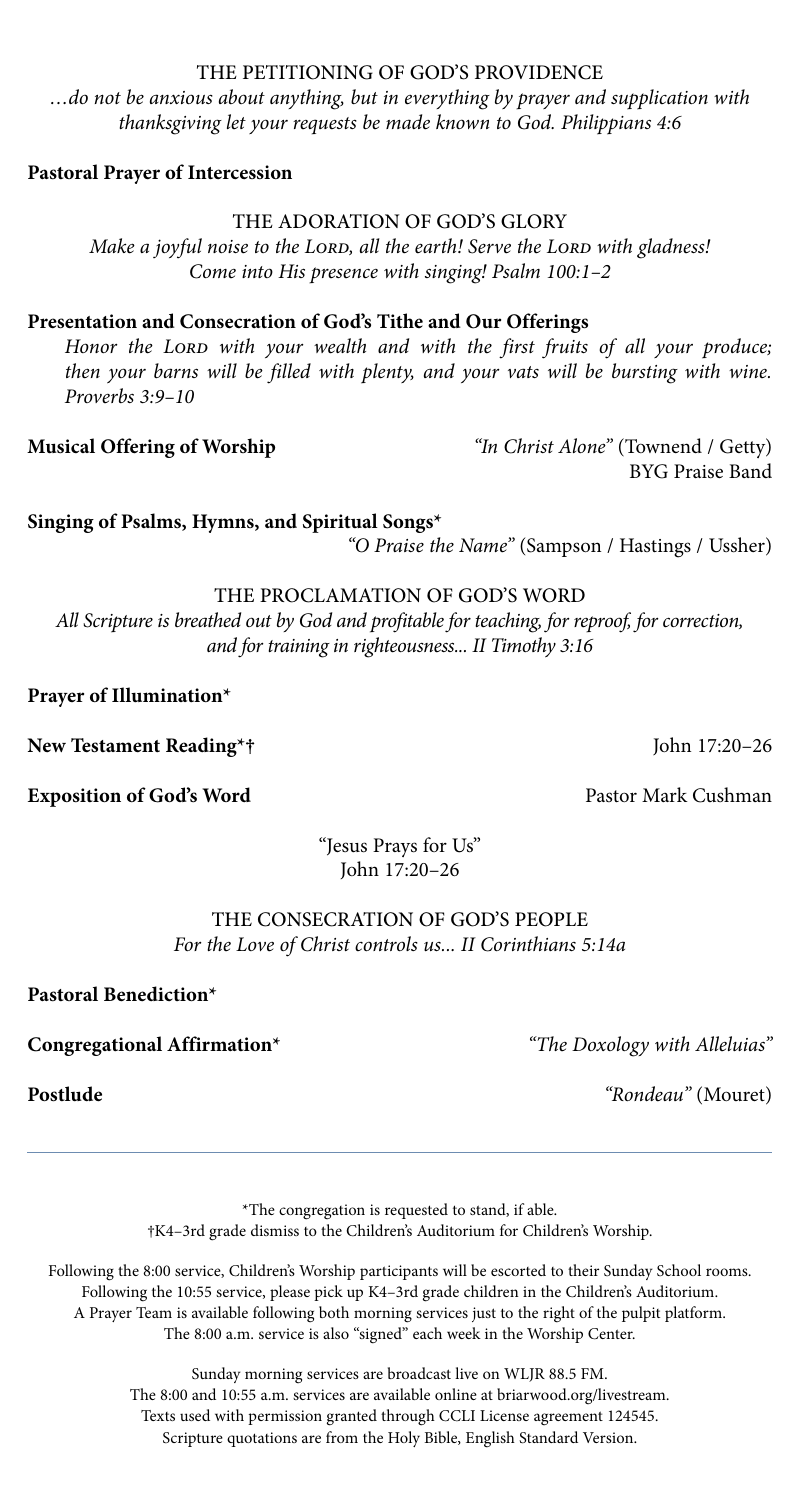## THE PETITIONING OF GOD'S PROVIDENCE

*…do not be anxious about anything, but in everything by prayer and supplication with thanksgiving let your requests be made known to God. Philippians 4:6*

**Pastoral Prayer of Intercession**

## THE ADORATION OF GOD'S GLORY

*Make a joyful noise to the Lord, all the earth! Serve the Lord with gladness! Come into His presence with singing! Psalm 100:1–2*

**Presentation and Consecration of God's Tithe and Our Offerings**

*Honor the Lord with your wealth and with the first fruits of all your produce; then your barns will be filled with plenty, and your vats will be bursting with wine. Proverbs 3:9–10*

**Musical Offering of Worship** — *"In Christ Alone"* (Townend / Getty)
BYG Praise Band

**Singing of Psalms, Hymns, and Spiritual Songs*** — *"O Praise the Name"* (Sampson / Hastings / Ussher)

## THE PROCLAMATION OF GOD'S WORD

*All Scripture is breathed out by God and profitable for teaching, for reproof, for correction, and for training in righteousness... II Timothy 3:16*

**Prayer of Illumination***

**New Testament Reading*†** — John 17:20–26

**Exposition of God's Word** — Pastor Mark Cushman

"Jesus Prays for Us"
John 17:20–26

## THE CONSECRATION OF GOD'S PEOPLE

*For the Love of Christ controls us... II Corinthians 5:14a*

**Pastoral Benediction***

**Congregational Affirmation*** — *"The Doxology with Alleluias"*

**Postlude** — *"Rondeau"* (Mouret)

---

*The congregation is requested to stand, if able.
†K4–3rd grade dismiss to the Children's Auditorium for Children's Worship.

Following the 8:00 service, Children's Worship participants will be escorted to their Sunday School rooms.
Following the 10:55 service, please pick up K4–3rd grade children in the Children's Auditorium.
A Prayer Team is available following both morning services just to the right of the pulpit platform.
The 8:00 a.m. service is also "signed" each week in the Worship Center.

Sunday morning services are broadcast live on WLJR 88.5 FM.
The 8:00 and 10:55 a.m. services are available online at briarwood.org/livestream.
Texts used with permission granted through CCLI License agreement 124545.
Scripture quotations are from the Holy Bible, English Standard Version.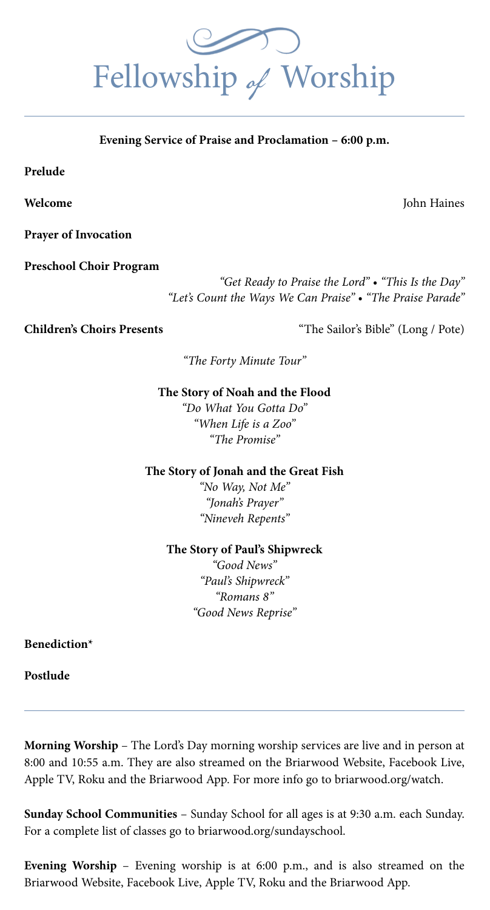# Fellowship of Worship

---

**Evening Service of Praise and Proclamation – 6:00 p.m.**

**Prelude**

**Welcome** John Haines

**Prayer of Invocation**

**Preschool Choir Program**

*"Get Ready to Praise the Lord"* • *"This Is the Day"*
*"Let's Count the Ways We Can Praise"* • *"The Praise Parade"*

**Children's Choirs Presents** "The Sailor's Bible" (Long / Pote)

*"The Forty Minute Tour"*

**The Story of Noah and the Flood**
*"Do What You Gotta Do"*
*"When Life is a Zoo"*
*"The Promise"*

**The Story of Jonah and the Great Fish**
*"No Way, Not Me"*
*"Jonah's Prayer"*
*"Nineveh Repents"*

**The Story of Paul's Shipwreck**
*"Good News"*
*"Paul's Shipwreck"*
*"Romans 8"*
*"Good News Reprise"*

**Benediction***

**Postlude**

---

**Morning Worship** – The Lord's Day morning worship services are live and in person at 8:00 and 10:55 a.m. They are also streamed on the Briarwood Website, Facebook Live, Apple TV, Roku and the Briarwood App. For more info go to briarwood.org/watch.

**Sunday School Communities** – Sunday School for all ages is at 9:30 a.m. each Sunday. For a complete list of classes go to briarwood.org/sundayschool.

**Evening Worship** – Evening worship is at 6:00 p.m., and is also streamed on the Briarwood Website, Facebook Live, Apple TV, Roku and the Briarwood App.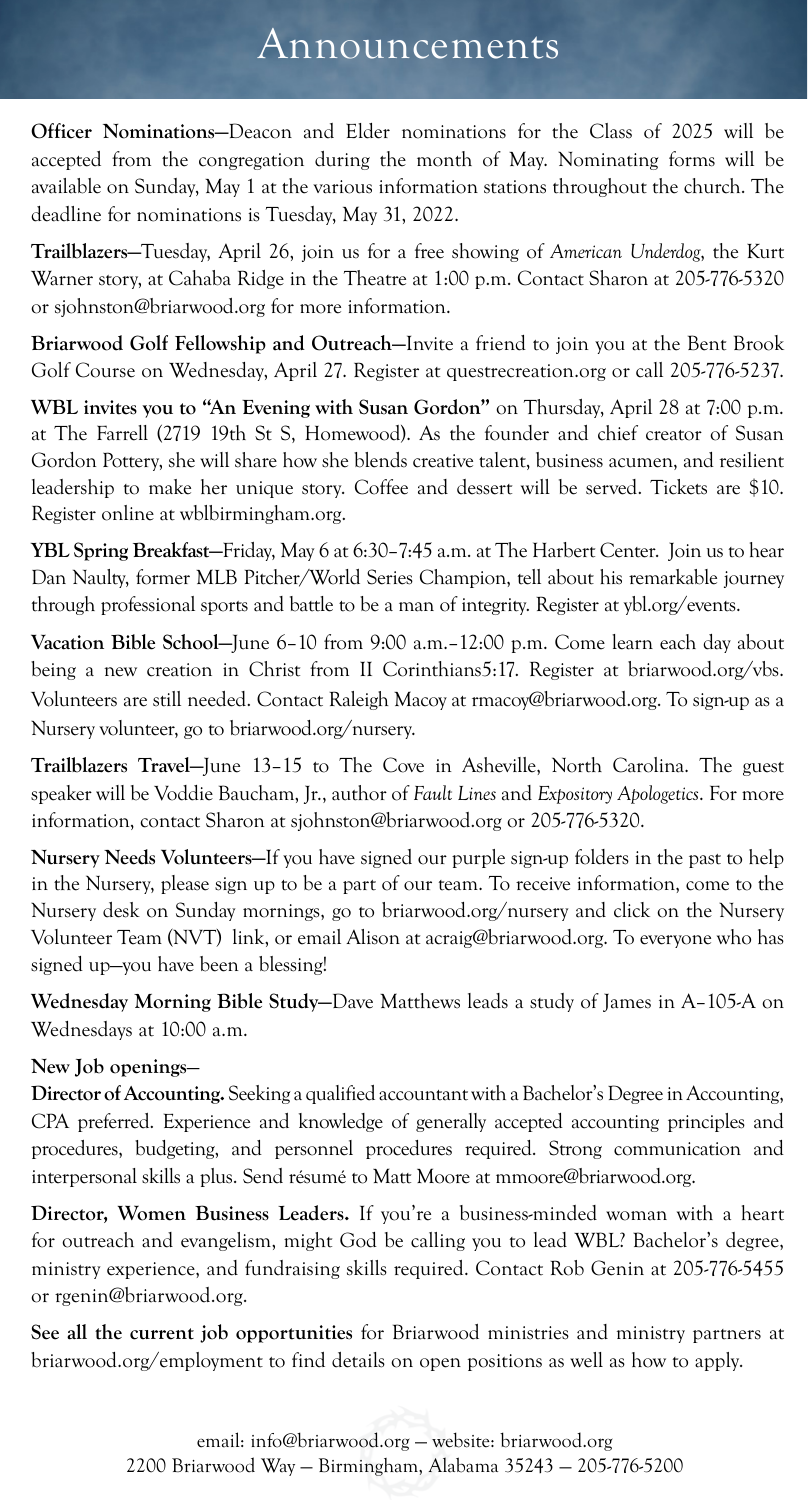# Announcements

**Officer Nominations—**Deacon and Elder nominations for the Class of 2025 will be accepted from the congregation during the month of May. Nominating forms will be available on Sunday, May 1 at the various information stations throughout the church. The deadline for nominations is Tuesday, May 31, 2022.

**Trailblazers—**Tuesday, April 26, join us for a free showing of *American Underdog*, the Kurt Warner story, at Cahaba Ridge in the Theatre at 1:00 p.m. Contact Sharon at 205-776-5320 or sjohnston@briarwood.org for more information.

**Briarwood Golf Fellowship and Outreach—**Invite a friend to join you at the Bent Brook Golf Course on Wednesday, April 27. Register at questrecreation.org or call 205-776-5237.

**WBL invites you to "An Evening with Susan Gordon"** on Thursday, April 28 at 7:00 p.m. at The Farrell (2719 19th St S, Homewood). As the founder and chief creator of Susan Gordon Pottery, she will share how she blends creative talent, business acumen, and resilient leadership to make her unique story. Coffee and dessert will be served. Tickets are $10. Register online at wblbirmingham.org.

**YBL Spring Breakfast—**Friday, May 6 at 6:30–7:45 a.m. at The Harbert Center. Join us to hear Dan Naulty, former MLB Pitcher/World Series Champion, tell about his remarkable journey through professional sports and battle to be a man of integrity. Register at ybl.org/events.

**Vacation Bible School—**June 6–10 from 9:00 a.m.–12:00 p.m. Come learn each day about being a new creation in Christ from II Corinthians5:17. Register at briarwood.org/vbs. Volunteers are still needed. Contact Raleigh Macoy at rmacoy@briarwood.org. To sign-up as a Nursery volunteer, go to briarwood.org/nursery.

**Trailblazers Travel—**June 13–15 to The Cove in Asheville, North Carolina. The guest speaker will be Voddie Baucham, Jr., author of *Fault Lines* and *Expository Apologetics*. For more information, contact Sharon at sjohnston@briarwood.org or 205-776-5320.

**Nursery Needs Volunteers—**If you have signed our purple sign-up folders in the past to help in the Nursery, please sign up to be a part of our team. To receive information, come to the Nursery desk on Sunday mornings, go to briarwood.org/nursery and click on the Nursery Volunteer Team (NVT) link, or email Alison at acraig@briarwood.org. To everyone who has signed up—you have been a blessing!

**Wednesday Morning Bible Study—**Dave Matthews leads a study of James in A–105-A on Wednesdays at 10:00 a.m.

**New Job openings—**

**Director of Accounting.** Seeking a qualified accountant with a Bachelor's Degree in Accounting, CPA preferred. Experience and knowledge of generally accepted accounting principles and procedures, budgeting, and personnel procedures required. Strong communication and interpersonal skills a plus. Send résumé to Matt Moore at mmoore@briarwood.org.

**Director, Women Business Leaders.** If you're a business-minded woman with a heart for outreach and evangelism, might God be calling you to lead WBL? Bachelor's degree, ministry experience, and fundraising skills required. Contact Rob Genin at 205-776-5455 or rgenin@briarwood.org.

**See all the current job opportunities** for Briarwood ministries and ministry partners at briarwood.org/employment to find details on open positions as well as how to apply.

email: info@briarwood.org — website: briarwood.org
2200 Briarwood Way — Birmingham, Alabama 35243 — 205-776-5200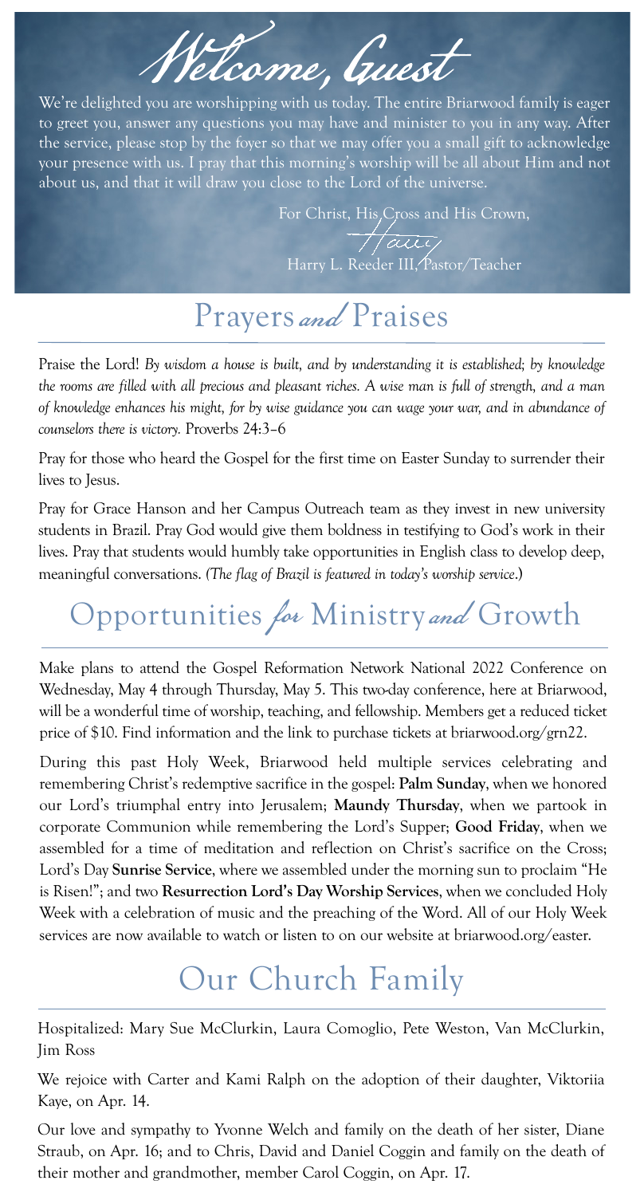# *Welcome, Guest*

We're delighted you are worshipping with us today. The entire Briarwood family is eager to greet you, answer any questions you may have and minister to you in any way. After the service, please stop by the foyer so that we may offer you a small gift to acknowledge your presence with us. I pray that this morning's worship will be all about Him and not about us, and that it will draw you close to the Lord of the universe.

For Christ, His Cross and His Crown,

*Harry*

Harry L. Reeder III, Pastor/Teacher

## Prayers *and* Praises

Praise the Lord! *By wisdom a house is built, and by understanding it is established; by knowledge the rooms are filled with all precious and pleasant riches. A wise man is full of strength, and a man of knowledge enhances his might, for by wise guidance you can wage your war, and in abundance of counselors there is victory.* Proverbs 24:3–6

Pray for those who heard the Gospel for the first time on Easter Sunday to surrender their lives to Jesus.

Pray for Grace Hanson and her Campus Outreach team as they invest in new university students in Brazil. Pray God would give them boldness in testifying to God's work in their lives. Pray that students would humbly take opportunities in English class to develop deep, meaningful conversations. *(The flag of Brazil is featured in today's worship service.)*

## Opportunities *for* Ministry *and* Growth

Make plans to attend the Gospel Reformation Network National 2022 Conference on Wednesday, May 4 through Thursday, May 5. This two-day conference, here at Briarwood, will be a wonderful time of worship, teaching, and fellowship. Members get a reduced ticket price of $10. Find information and the link to purchase tickets at briarwood.org/grn22.

During this past Holy Week, Briarwood held multiple services celebrating and remembering Christ's redemptive sacrifice in the gospel: **Palm Sunday**, when we honored our Lord's triumphal entry into Jerusalem; **Maundy Thursday**, when we partook in corporate Communion while remembering the Lord's Supper; **Good Friday**, when we assembled for a time of meditation and reflection on Christ's sacrifice on the Cross; Lord's Day **Sunrise Service**, where we assembled under the morning sun to proclaim "He is Risen!"; and two **Resurrection Lord's Day Worship Services**, when we concluded Holy Week with a celebration of music and the preaching of the Word. All of our Holy Week services are now available to watch or listen to on our website at briarwood.org/easter.

## Our Church Family

Hospitalized: Mary Sue McClurkin, Laura Comoglio, Pete Weston, Van McClurkin, Jim Ross

We rejoice with Carter and Kami Ralph on the adoption of their daughter, Viktoriia Kaye, on Apr. 14.

Our love and sympathy to Yvonne Welch and family on the death of her sister, Diane Straub, on Apr. 16; and to Chris, David and Daniel Coggin and family on the death of their mother and grandmother, member Carol Coggin, on Apr. 17.